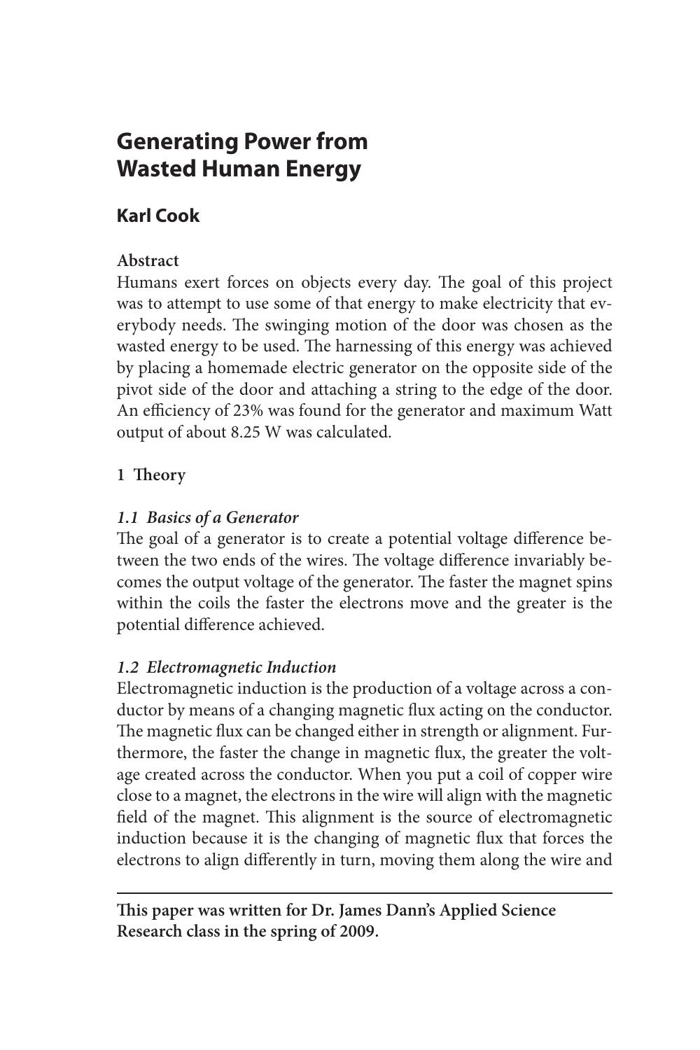# Generating Power from Wasted Human Energy

## Karl Cook

**Abstract**

Humans exert forces on objects every day. The goal of this project was to attempt to use some of that energy to make electricity that everybody needs. The swinging motion of the door was chosen as the wasted energy to be used. The harnessing of this energy was achieved by placing a homemade electric generator on the opposite side of the pivot side of the door and attaching a string to the edge of the door. An efficiency of 23% was found for the generator and maximum Watt output of about 8.25 W was calculated.

**1 Theory**

***1.1 Basics of a Generator***

The goal of a generator is to create a potential voltage difference between the two ends of the wires. The voltage difference invariably becomes the output voltage of the generator. The faster the magnet spins within the coils the faster the electrons move and the greater is the potential difference achieved.

***1.2 Electromagnetic Induction***

Electromagnetic induction is the production of a voltage across a conductor by means of a changing magnetic flux acting on the conductor. The magnetic flux can be changed either in strength or alignment. Furthermore, the faster the change in magnetic flux, the greater the voltage created across the conductor. When you put a coil of copper wire close to a magnet, the electrons in the wire will align with the magnetic field of the magnet. This alignment is the source of electromagnetic induction because it is the changing of magnetic flux that forces the electrons to align differently in turn, moving them along the wire and

---

**This paper was written for Dr. James Dann's Applied Science Research class in the spring of 2009.**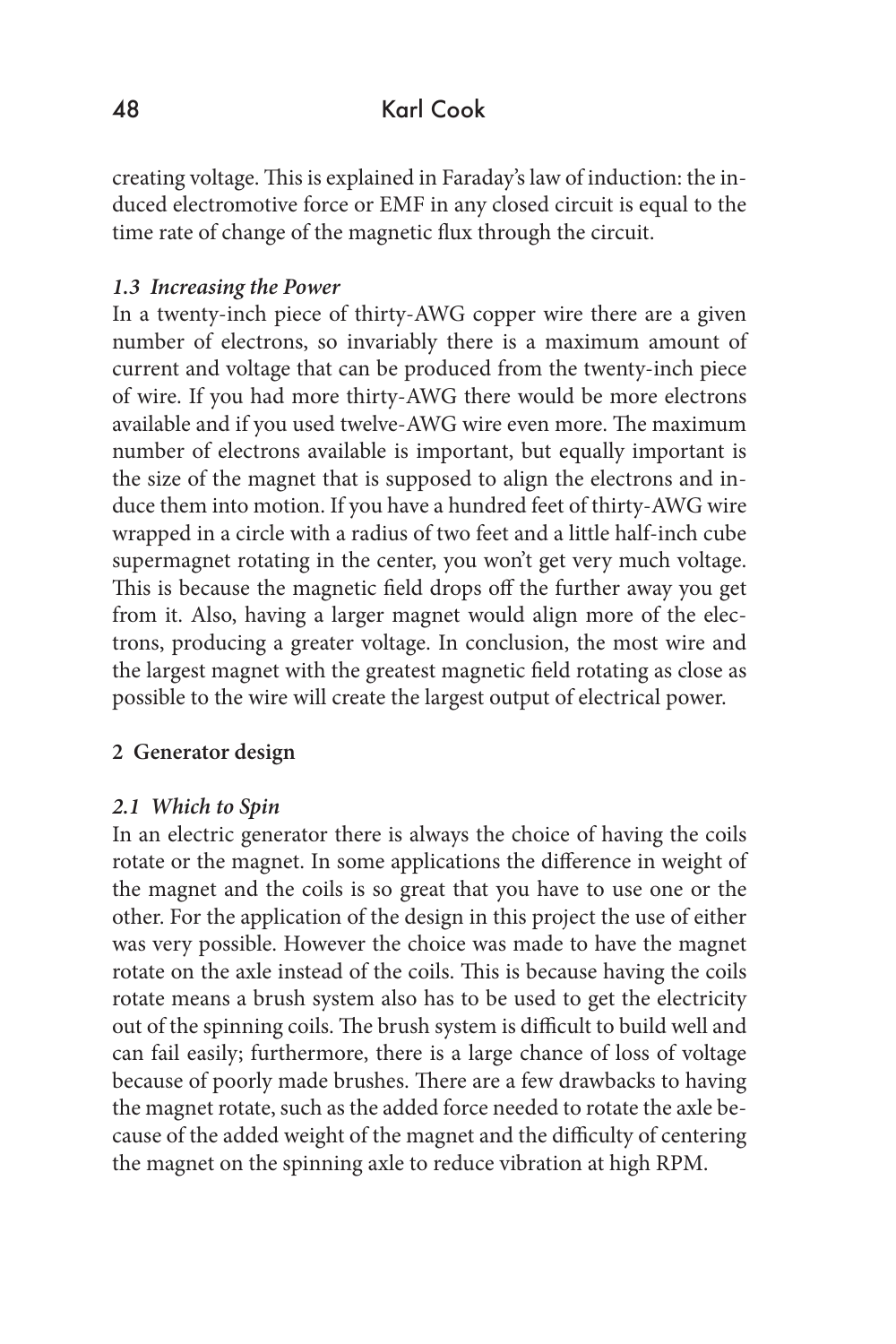creating voltage. This is explained in Faraday's law of induction: the induced electromotive force or EMF in any closed circuit is equal to the time rate of change of the magnetic flux through the circuit.

### *1.3 Increasing the Power*

In a twenty-inch piece of thirty-AWG copper wire there are a given number of electrons, so invariably there is a maximum amount of current and voltage that can be produced from the twenty-inch piece of wire. If you had more thirty-AWG there would be more electrons available and if you used twelve-AWG wire even more. The maximum number of electrons available is important, but equally important is the size of the magnet that is supposed to align the electrons and induce them into motion. If you have a hundred feet of thirty-AWG wire wrapped in a circle with a radius of two feet and a little half-inch cube supermagnet rotating in the center, you won't get very much voltage. This is because the magnetic field drops off the further away you get from it. Also, having a larger magnet would align more of the electrons, producing a greater voltage. In conclusion, the most wire and the largest magnet with the greatest magnetic field rotating as close as possible to the wire will create the largest output of electrical power.

## 2 Generator design

### *2.1 Which to Spin*

In an electric generator there is always the choice of having the coils rotate or the magnet. In some applications the difference in weight of the magnet and the coils is so great that you have to use one or the other. For the application of the design in this project the use of either was very possible. However the choice was made to have the magnet rotate on the axle instead of the coils. This is because having the coils rotate means a brush system also has to be used to get the electricity out of the spinning coils. The brush system is difficult to build well and can fail easily; furthermore, there is a large chance of loss of voltage because of poorly made brushes. There are a few drawbacks to having the magnet rotate, such as the added force needed to rotate the axle because of the added weight of the magnet and the difficulty of centering the magnet on the spinning axle to reduce vibration at high RPM.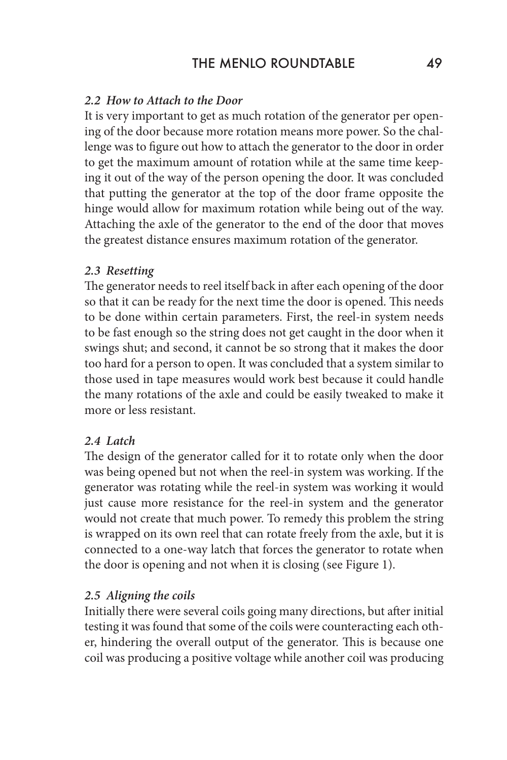### *2.2 How to Attach to the Door*

It is very important to get as much rotation of the generator per opening of the door because more rotation means more power. So the challenge was to figure out how to attach the generator to the door in order to get the maximum amount of rotation while at the same time keeping it out of the way of the person opening the door. It was concluded that putting the generator at the top of the door frame opposite the hinge would allow for maximum rotation while being out of the way. Attaching the axle of the generator to the end of the door that moves the greatest distance ensures maximum rotation of the generator.

### *2.3 Resetting*

The generator needs to reel itself back in after each opening of the door so that it can be ready for the next time the door is opened. This needs to be done within certain parameters. First, the reel-in system needs to be fast enough so the string does not get caught in the door when it swings shut; and second, it cannot be so strong that it makes the door too hard for a person to open. It was concluded that a system similar to those used in tape measures would work best because it could handle the many rotations of the axle and could be easily tweaked to make it more or less resistant.

### *2.4 Latch*

The design of the generator called for it to rotate only when the door was being opened but not when the reel-in system was working. If the generator was rotating while the reel-in system was working it would just cause more resistance for the reel-in system and the generator would not create that much power. To remedy this problem the string is wrapped on its own reel that can rotate freely from the axle, but it is connected to a one-way latch that forces the generator to rotate when the door is opening and not when it is closing (see Figure 1).

### *2.5 Aligning the coils*

Initially there were several coils going many directions, but after initial testing it was found that some of the coils were counteracting each other, hindering the overall output of the generator. This is because one coil was producing a positive voltage while another coil was producing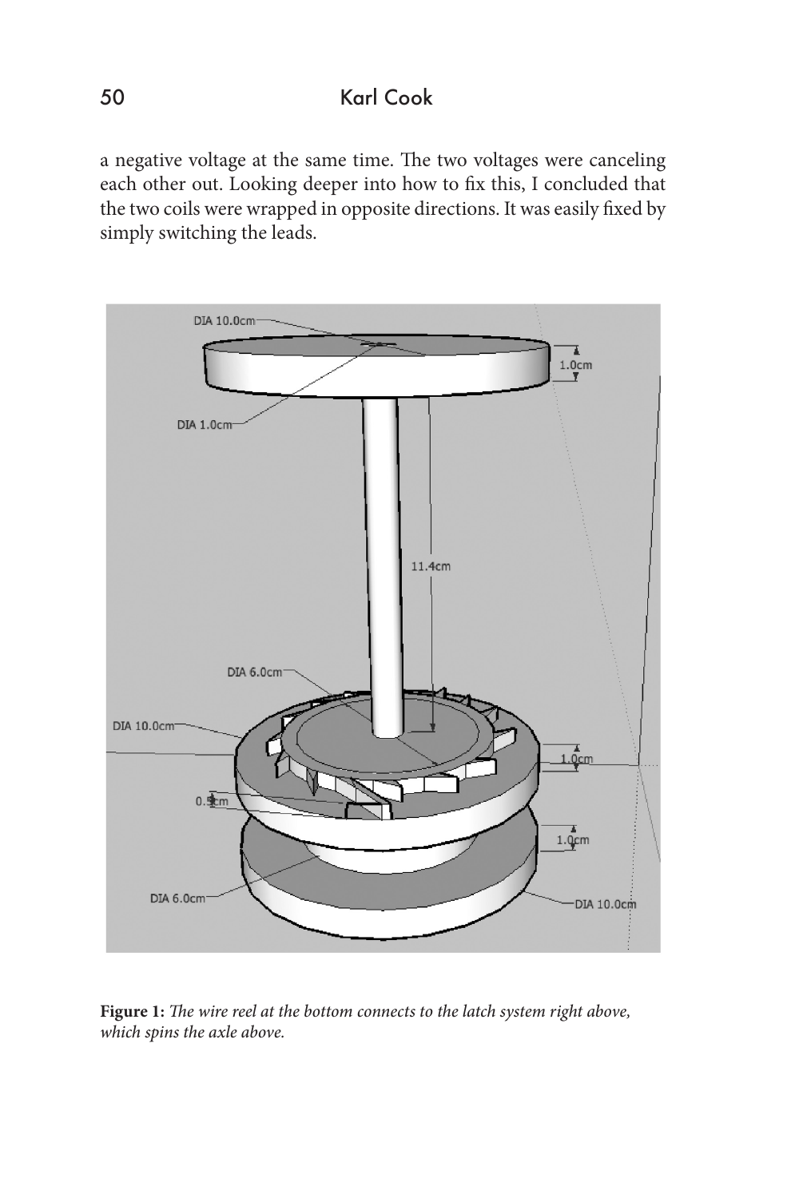a negative voltage at the same time. The two voltages were canceling each other out. Looking deeper into how to fix this, I concluded that the two coils were wrapped in opposite directions. It was easily fixed by simply switching the leads.

**Figure 1:** *The wire reel at the bottom connects to the latch system right above, which spins the axle above.*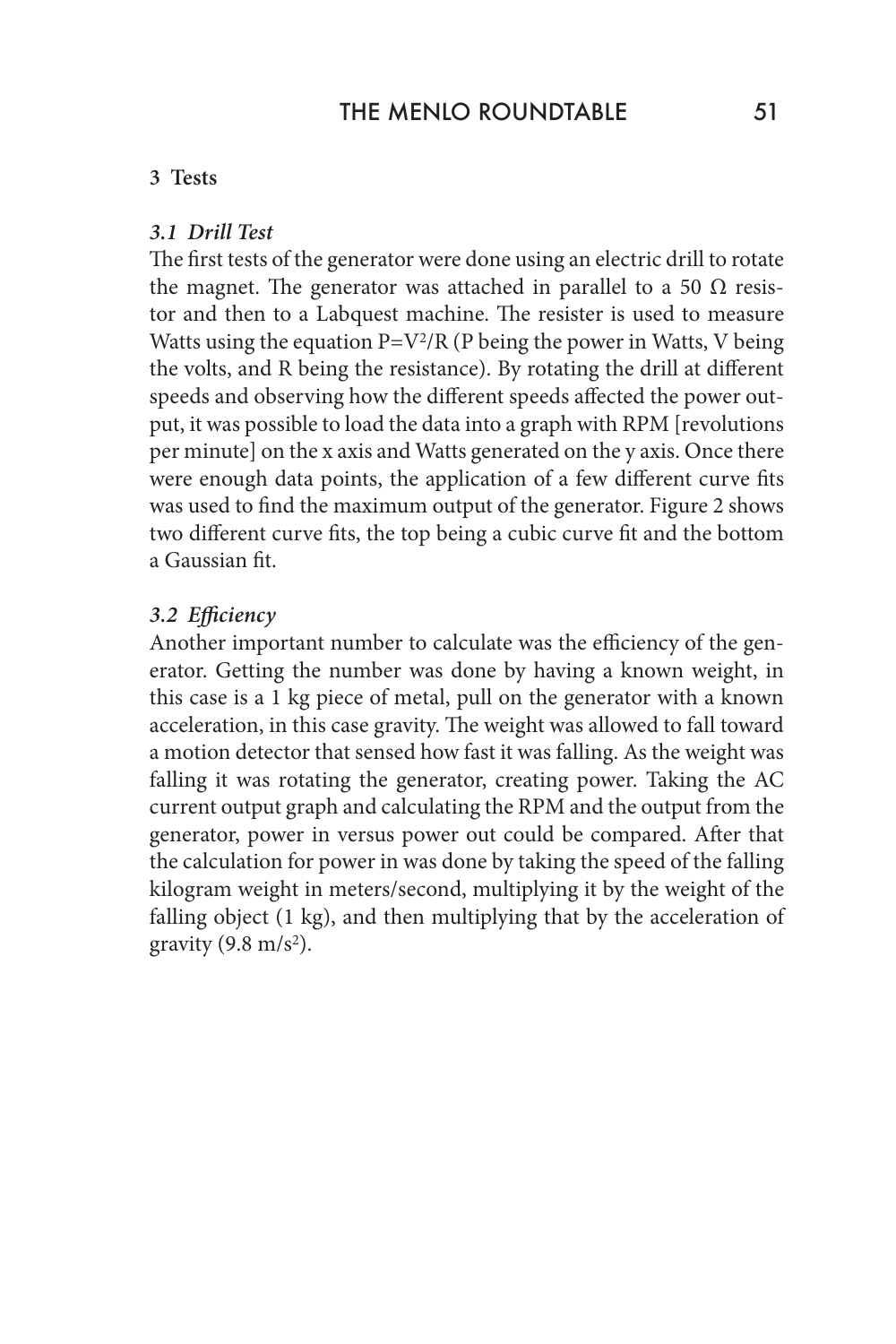## 3 Tests

### *3.1 Drill Test*

The first tests of the generator were done using an electric drill to rotate the magnet. The generator was attached in parallel to a 50 Ω resistor and then to a Labquest machine. The resister is used to measure Watts using the equation $P=V^2/R$ (P being the power in Watts, V being the volts, and R being the resistance). By rotating the drill at different speeds and observing how the different speeds affected the power output, it was possible to load the data into a graph with RPM [revolutions per minute] on the x axis and Watts generated on the y axis. Once there were enough data points, the application of a few different curve fits was used to find the maximum output of the generator. Figure 2 shows two different curve fits, the top being a cubic curve fit and the bottom a Gaussian fit.

### *3.2 Efficiency*

Another important number to calculate was the efficiency of the generator. Getting the number was done by having a known weight, in this case is a 1 kg piece of metal, pull on the generator with a known acceleration, in this case gravity. The weight was allowed to fall toward a motion detector that sensed how fast it was falling. As the weight was falling it was rotating the generator, creating power. Taking the AC current output graph and calculating the RPM and the output from the generator, power in versus power out could be compared. After that the calculation for power in was done by taking the speed of the falling kilogram weight in meters/second, multiplying it by the weight of the falling object (1 kg), and then multiplying that by the acceleration of gravity (9.8 $m/s^2$).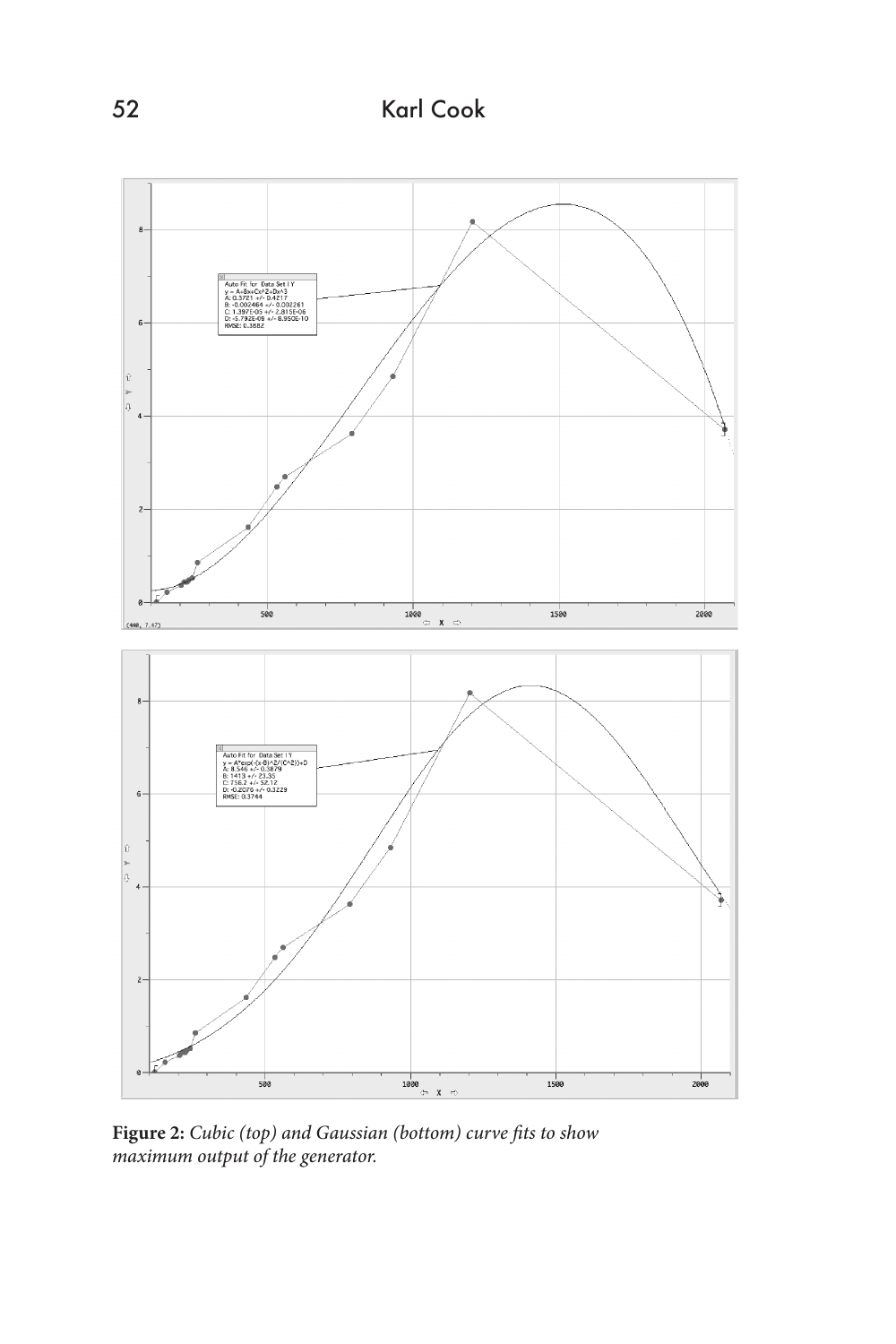**Figure 2:** *Cubic (top) and Gaussian (bottom) curve fits to show maximum output of the generator.*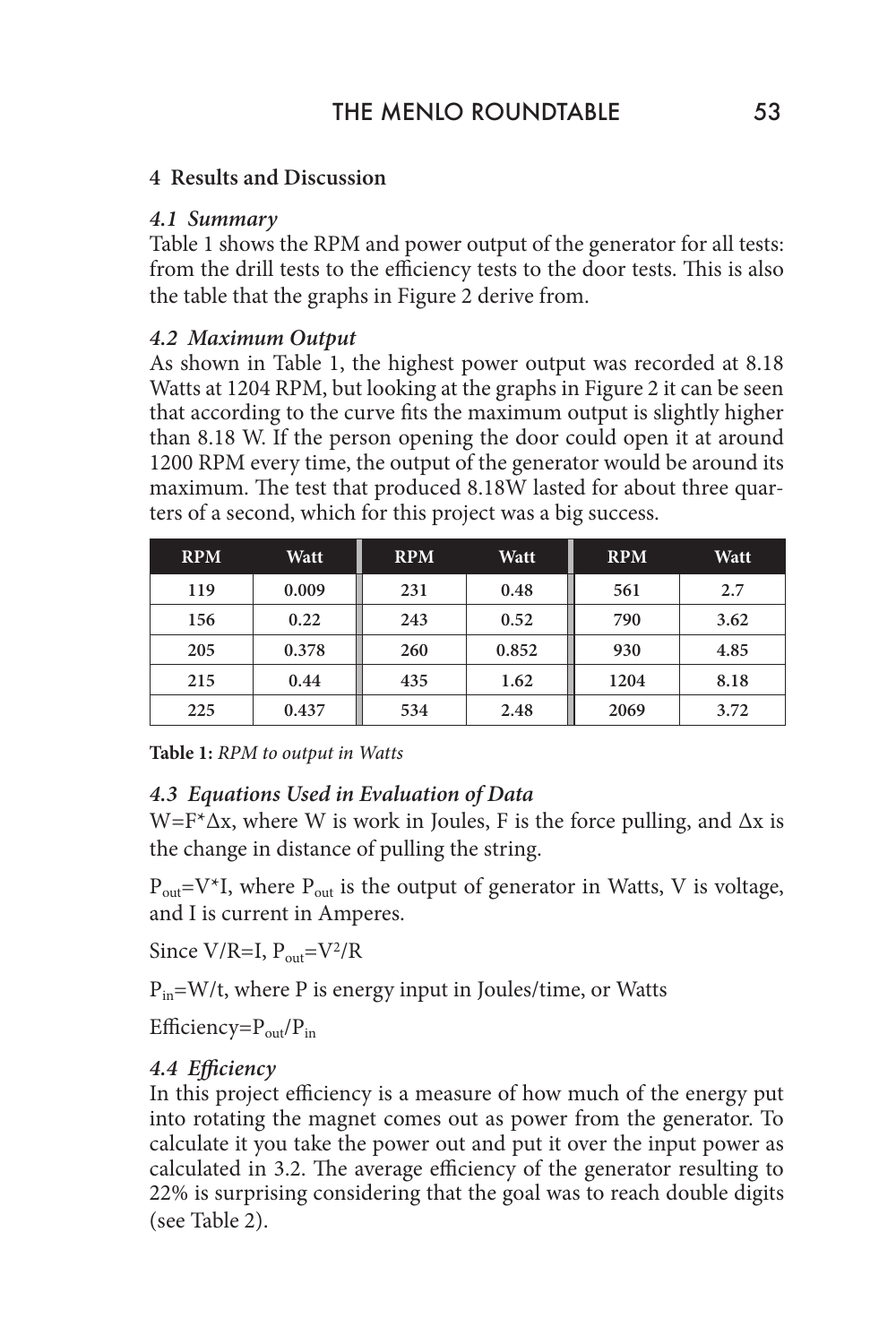## 4 Results and Discussion

### *4.1 Summary*

Table 1 shows the RPM and power output of the generator for all tests: from the drill tests to the efficiency tests to the door tests. This is also the table that the graphs in Figure 2 derive from.

### *4.2 Maximum Output*

As shown in Table 1, the highest power output was recorded at 8.18 Watts at 1204 RPM, but looking at the graphs in Figure 2 it can be seen that according to the curve fits the maximum output is slightly higher than 8.18 W. If the person opening the door could open it at around 1200 RPM every time, the output of the generator would be around its maximum. The test that produced 8.18W lasted for about three quarters of a second, which for this project was a big success.

| RPM | Watt | RPM | Watt | RPM | Watt |
|---|---|---|---|---|---|
| 119 | 0.009 | 231 | 0.48 | 561 | 2.7 |
| 156 | 0.22 | 243 | 0.52 | 790 | 3.62 |
| 205 | 0.378 | 260 | 0.852 | 930 | 4.85 |
| 215 | 0.44 | 435 | 1.62 | 1204 | 8.18 |
| 225 | 0.437 | 534 | 2.48 | 2069 | 3.72 |

**Table 1:** *RPM to output in Watts*

### *4.3 Equations Used in Evaluation of Data*

$W=F*\Delta x$, where W is work in Joules, F is the force pulling, and $\Delta x$ is the change in distance of pulling the string.

$P_{out}=V*I$, where $P_{out}$ is the output of generator in Watts, V is voltage, and I is current in Amperes.

Since $V/R=I$, $P_{out}=V^2/R$

$P_{in}=W/t$, where P is energy input in Joules/time, or Watts

Efficiency$=P_{out}/P_{in}$

### *4.4 Efficiency*

In this project efficiency is a measure of how much of the energy put into rotating the magnet comes out as power from the generator. To calculate it you take the power out and put it over the input power as calculated in 3.2. The average efficiency of the generator resulting to 22% is surprising considering that the goal was to reach double digits (see Table 2).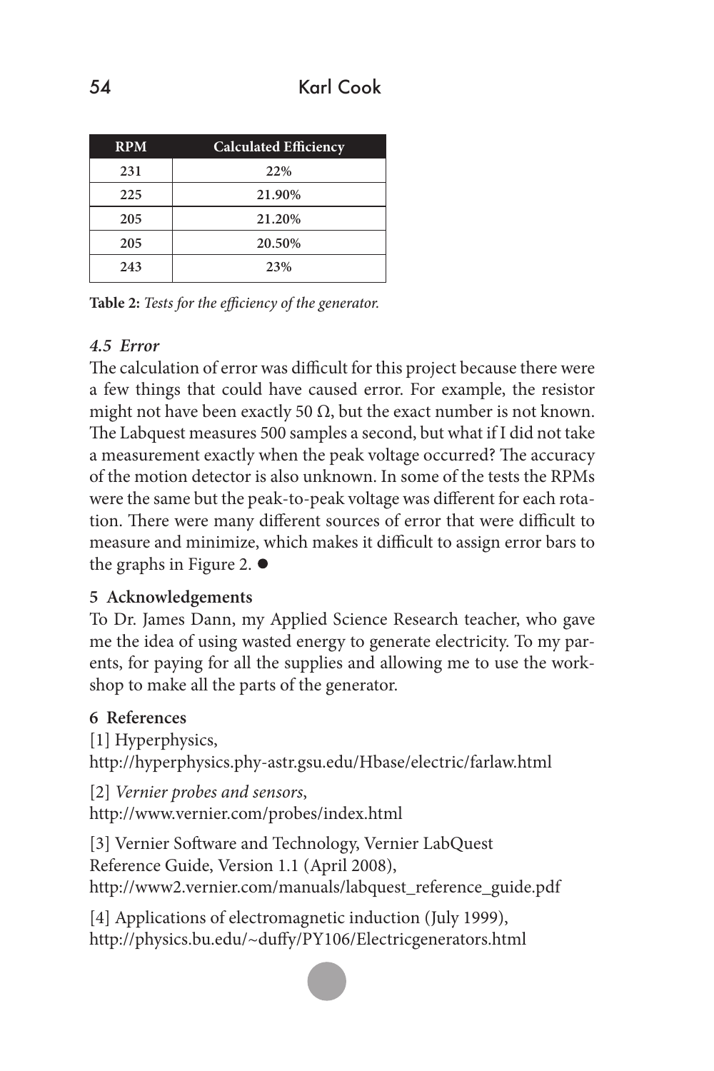| RPM | Calculated Efficiency |
|---|---|
| 231 | 22% |
| 225 | 21.90% |
| 205 | 21.20% |
| 205 | 20.50% |
| 243 | 23% |

**Table 2:** *Tests for the efficiency of the generator.*

### *4.5 Error*

The calculation of error was difficult for this project because there were a few things that could have caused error. For example, the resistor might not have been exactly 50 Ω, but the exact number is not known. The Labquest measures 500 samples a second, but what if I did not take a measurement exactly when the peak voltage occurred? The accuracy of the motion detector is also unknown. In some of the tests the RPMs were the same but the peak-to-peak voltage was different for each rotation. There were many different sources of error that were difficult to measure and minimize, which makes it difficult to assign error bars to the graphs in Figure 2. ●

## 5 Acknowledgements

To Dr. James Dann, my Applied Science Research teacher, who gave me the idea of using wasted energy to generate electricity. To my parents, for paying for all the supplies and allowing me to use the workshop to make all the parts of the generator.

## 6 References

[1] Hyperphysics,
http://hyperphysics.phy-astr.gsu.edu/Hbase/electric/farlaw.html

[2] *Vernier probes and sensors*,
http://www.vernier.com/probes/index.html

[3] Vernier Software and Technology, Vernier LabQuest Reference Guide, Version 1.1 (April 2008),
http://www2.vernier.com/manuals/labquest_reference_guide.pdf

[4] Applications of electromagnetic induction (July 1999),
http://physics.bu.edu/~duffy/PY106/Electricgenerators.html